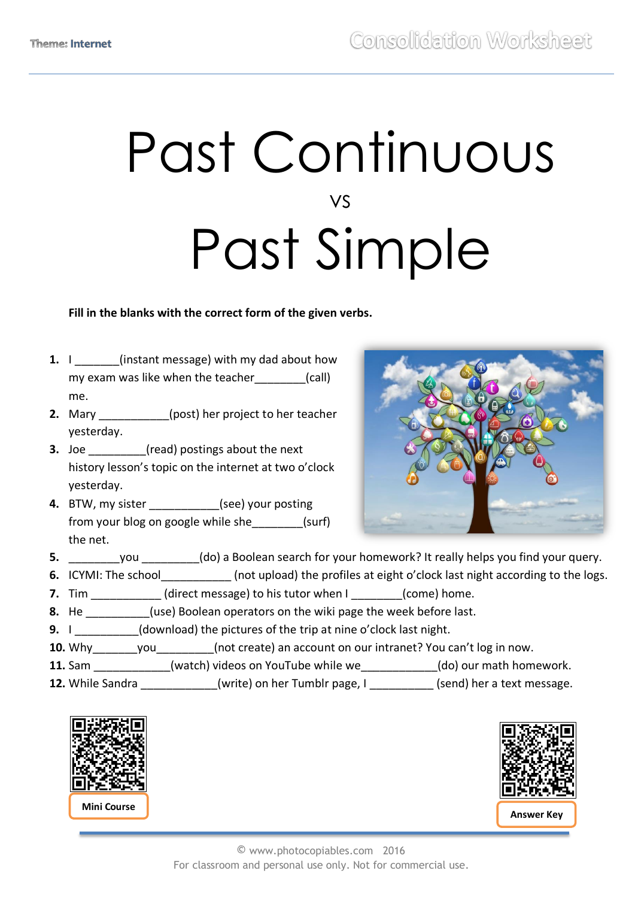Theme: Internet

Consolidation Worksheet

# Past Continuous

vs

# Past Simple

**Fill in the blanks with the correct form of the given verbs.**

1. I _______(instant message) with my dad about how my exam was like when the teacher________(call) me.
2. Mary ___________(post) her project to her teacher yesterday.
3. Joe _________(read) postings about the next history lesson's topic on the internet at two o'clock yesterday.
4. BTW, my sister ___________(see) your posting from your blog on google while she________(surf) the net.
5. ________you _________(do) a Boolean search for your homework? It really helps you find your query.
6. ICYMI: The school___________ (not upload) the profiles at eight o'clock last night according to the logs.
7. Tim ___________ (direct message) to his tutor when I ________(come) home.
8. He __________(use) Boolean operators on the wiki page the week before last.
9. I __________(download) the pictures of the trip at nine o'clock last night.
10. Why_______you_________(not create) an account on our intranet? You can't log in now.
11. Sam ____________(watch) videos on YouTube while we____________(do) our math homework.
12. While Sandra ____________(write) on her Tumblr page, I __________ (send) her a text message.

Mini Course

Answer Key

© www.photocopiables.com 2016
For classroom and personal use only. Not for commercial use.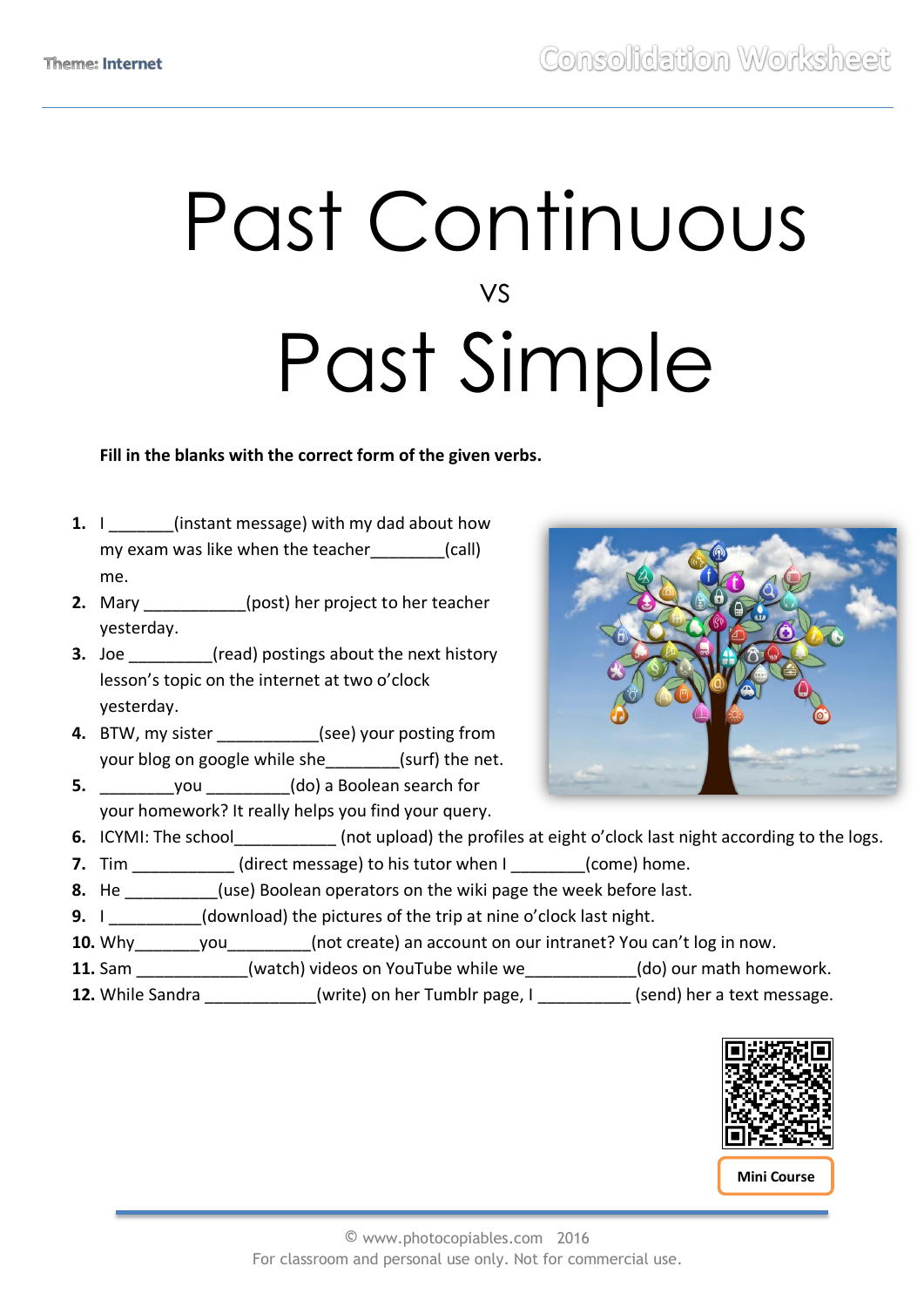Theme: Internet

# Past Continuous

vs

# Past Simple

**Fill in the blanks with the correct form of the given verbs.**

1. I _______(instant message) with my dad about how my exam was like when the teacher________(call) me.
2. Mary ___________(post) her project to her teacher yesterday.
3. Joe _________(read) postings about the next history lesson's topic on the internet at two o'clock yesterday.
4. BTW, my sister ___________(see) your posting from your blog on google while she________(surf) the net.
5. ________you _________(do) a Boolean search for your homework? It really helps you find your query.
6. ICYMI: The school___________ (not upload) the profiles at eight o'clock last night according to the logs.
7. Tim ___________ (direct message) to his tutor when I ________(come) home.
8. He __________(use) Boolean operators on the wiki page the week before last.
9. I __________(download) the pictures of the trip at nine o'clock last night.
10. Why_______you_________(not create) an account on our intranet? You can't log in now.
11. Sam ____________(watch) videos on YouTube while we____________(do) our math homework.
12. While Sandra ____________(write) on her Tumblr page, I __________ (send) her a text message.

Mini Course

© www.photocopiables.com 2016
For classroom and personal use only. Not for commercial use.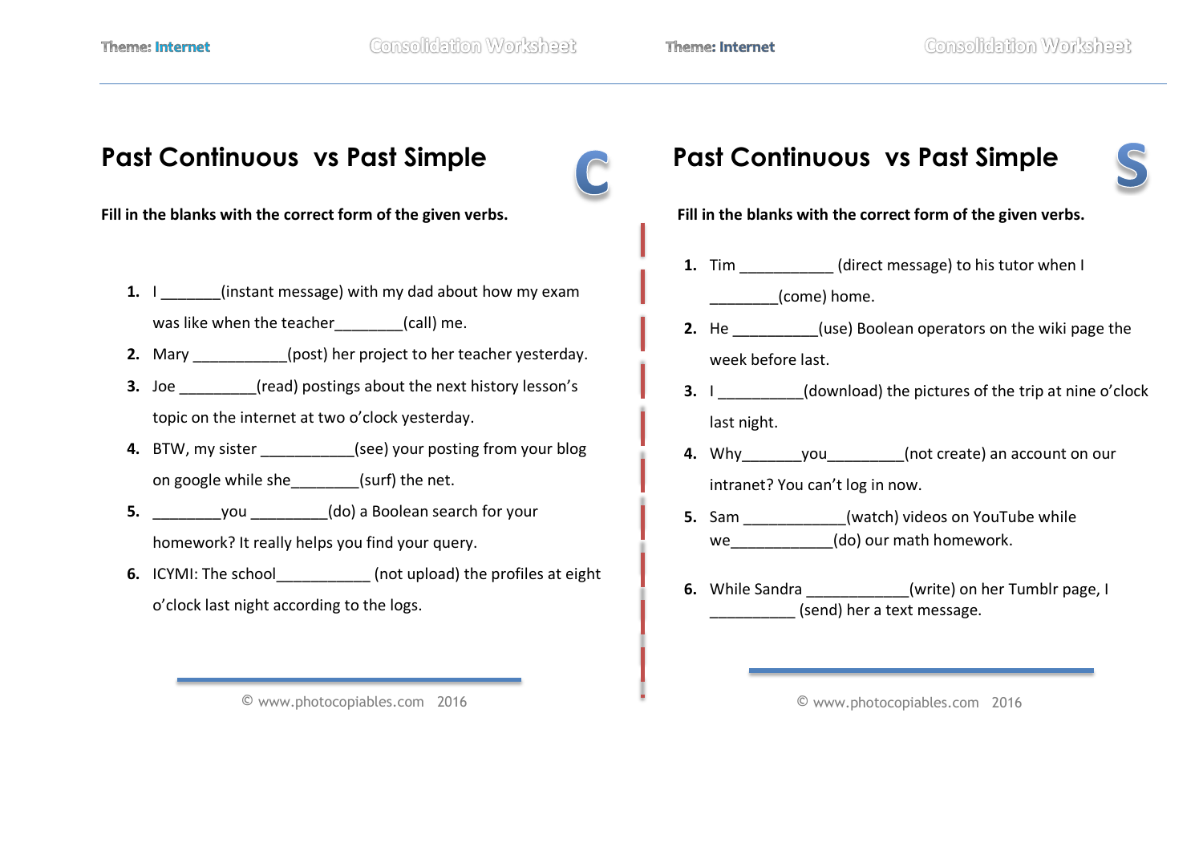## Past Continuous vs Past Simple

C

**Fill in the blanks with the correct form of the given verbs.**

1. I _______(instant message) with my dad about how my exam was like when the teacher________(call) me.
2. Mary ___________(post) her project to her teacher yesterday.
3. Joe _________(read) postings about the next history lesson's topic on the internet at two o'clock yesterday.
4. BTW, my sister ___________(see) your posting from your blog on google while she________(surf) the net.
5. ________you _________(do) a Boolean search for your homework? It really helps you find your query.
6. ICYMI: The school___________ (not upload) the profiles at eight o'clock last night according to the logs.

© www.photocopiables.com 2016

## Past Continuous vs Past Simple

S

**Fill in the blanks with the correct form of the given verbs.**

1. Tim ___________ (direct message) to his tutor when I ________(come) home.
2. He __________(use) Boolean operators on the wiki page the week before last.
3. I __________(download) the pictures of the trip at nine o'clock last night.
4. Why_______you_________(not create) an account on our intranet? You can't log in now.
5. Sam ____________(watch) videos on YouTube while we____________(do) our math homework.
6. While Sandra ____________(write) on her Tumblr page, I __________ (send) her a text message.

© www.photocopiables.com 2016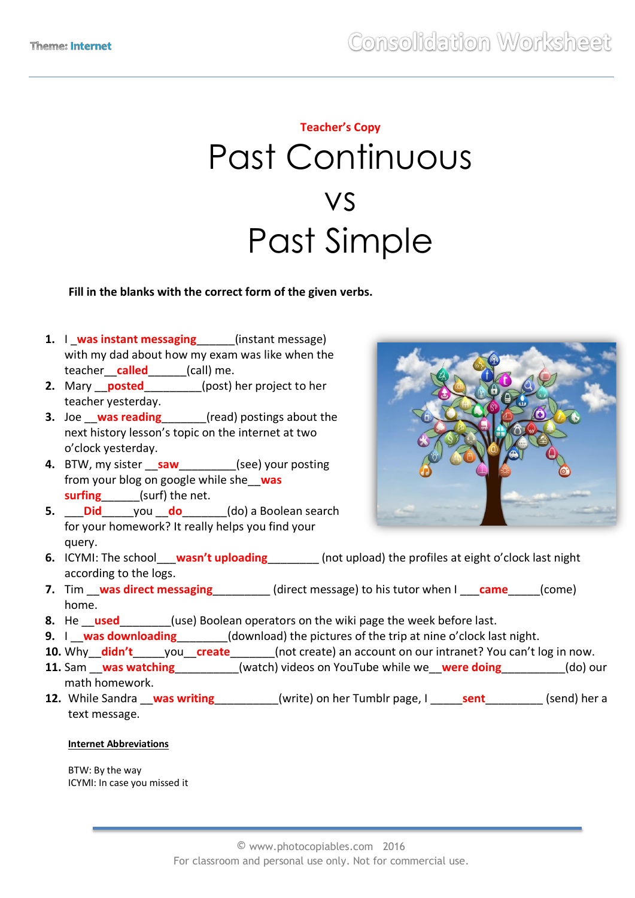Theme: Internet

Consolidation Worksheet

Teacher's Copy

# Past Continuous
# vs
# Past Simple

**Fill in the blanks with the correct form of the given verbs.**

1. I _**was instant messaging**______(instant message) with my dad about how my exam was like when the teacher__**called**______(call) me.
2. Mary __**posted**_________(post) her project to her teacher yesterday.
3. Joe __**was reading**_______(read) postings about the next history lesson's topic on the internet at two o'clock yesterday.
4. BTW, my sister __**saw**_________(see) your posting from your blog on google while she__**was surfing**______(surf) the net.
5. ___**Did**_____you __**do**_______(do) a Boolean search for your homework? It really helps you find your query.
6. ICYMI: The school___**wasn't uploading**________ (not upload) the profiles at eight o'clock last night according to the logs.
7. Tim __**was direct messaging**_________ (direct message) to his tutor when I ___**came**_____(come) home.
8. He __**used**________(use) Boolean operators on the wiki page the week before last.
9. I __**was downloading**________(download) the pictures of the trip at nine o'clock last night.
10. Why__**didn't**_____you__**create**_______(not create) an account on our intranet? You can't log in now.
11. Sam __**was watching**__________(watch) videos on YouTube while we__**were doing**__________(do) our math homework.
12. While Sandra __**was writing**__________(write) on her Tumblr page, I _____**sent**_________ (send) her a text message.

**Internet Abbreviations**

BTW: By the way
ICYMI: In case you missed it

© www.photocopiables.com 2016
For classroom and personal use only. Not for commercial use.